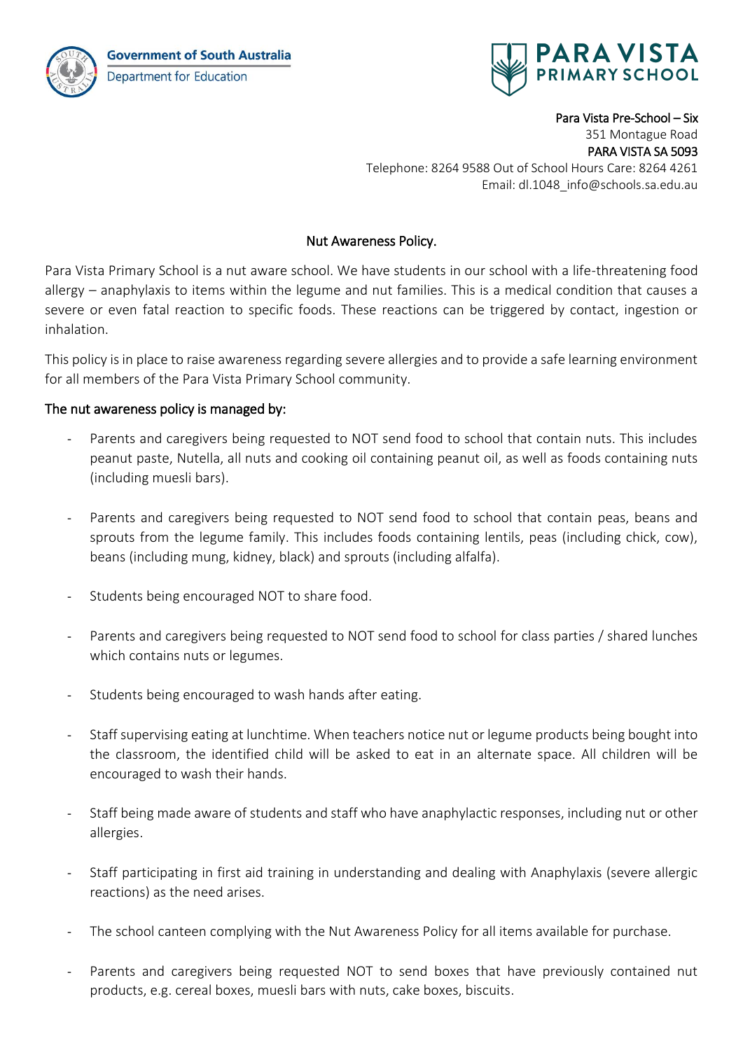Government of South Australia
Department for Education

PARA VISTA PRIMARY SCHOOL

Para Vista Pre-School – Six
351 Montague Road
PARA VISTA SA 5093
Telephone: 8264 9588 Out of School Hours Care: 8264 4261
Email: dl.1048_info@schools.sa.edu.au

# Nut Awareness Policy.

Para Vista Primary School is a nut aware school. We have students in our school with a life-threatening food allergy – anaphylaxis to items within the legume and nut families. This is a medical condition that causes a severe or even fatal reaction to specific foods. These reactions can be triggered by contact, ingestion or inhalation.

This policy is in place to raise awareness regarding severe allergies and to provide a safe learning environment for all members of the Para Vista Primary School community.

## The nut awareness policy is managed by:

- Parents and caregivers being requested to NOT send food to school that contain nuts. This includes peanut paste, Nutella, all nuts and cooking oil containing peanut oil, as well as foods containing nuts (including muesli bars).

- Parents and caregivers being requested to NOT send food to school that contain peas, beans and sprouts from the legume family. This includes foods containing lentils, peas (including chick, cow), beans (including mung, kidney, black) and sprouts (including alfalfa).

- Students being encouraged NOT to share food.

- Parents and caregivers being requested to NOT send food to school for class parties / shared lunches which contains nuts or legumes.

- Students being encouraged to wash hands after eating.

- Staff supervising eating at lunchtime. When teachers notice nut or legume products being bought into the classroom, the identified child will be asked to eat in an alternate space. All children will be encouraged to wash their hands.

- Staff being made aware of students and staff who have anaphylactic responses, including nut or other allergies.

- Staff participating in first aid training in understanding and dealing with Anaphylaxis (severe allergic reactions) as the need arises.

- The school canteen complying with the Nut Awareness Policy for all items available for purchase.

- Parents and caregivers being requested NOT to send boxes that have previously contained nut products, e.g. cereal boxes, muesli bars with nuts, cake boxes, biscuits.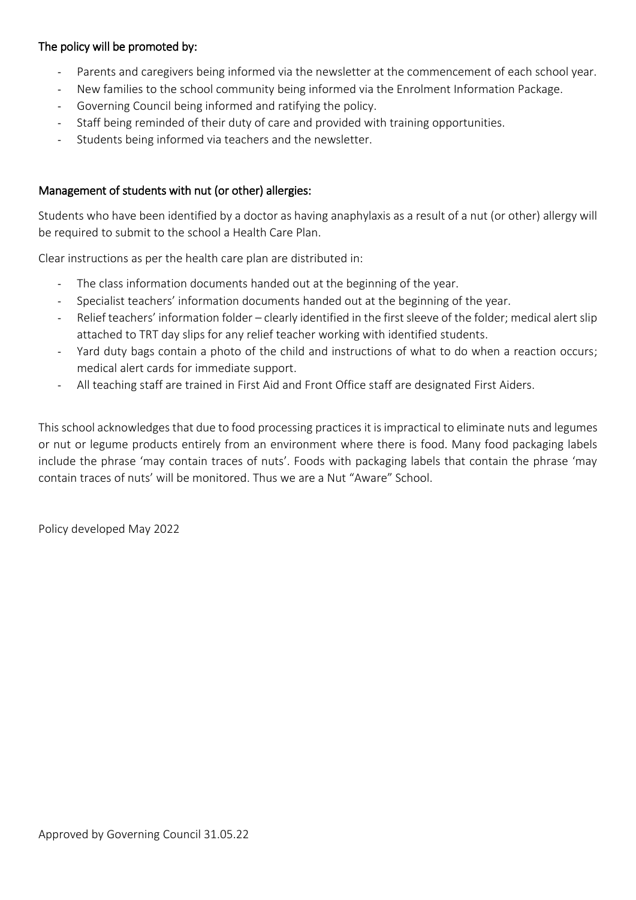## The policy will be promoted by:

- Parents and caregivers being informed via the newsletter at the commencement of each school year.
- New families to the school community being informed via the Enrolment Information Package.
- Governing Council being informed and ratifying the policy.
- Staff being reminded of their duty of care and provided with training opportunities.
- Students being informed via teachers and the newsletter.

## Management of students with nut (or other) allergies:

Students who have been identified by a doctor as having anaphylaxis as a result of a nut (or other) allergy will be required to submit to the school a Health Care Plan.

Clear instructions as per the health care plan are distributed in:

- The class information documents handed out at the beginning of the year.
- Specialist teachers' information documents handed out at the beginning of the year.
- Relief teachers' information folder – clearly identified in the first sleeve of the folder; medical alert slip attached to TRT day slips for any relief teacher working with identified students.
- Yard duty bags contain a photo of the child and instructions of what to do when a reaction occurs; medical alert cards for immediate support.
- All teaching staff are trained in First Aid and Front Office staff are designated First Aiders.

This school acknowledges that due to food processing practices it is impractical to eliminate nuts and legumes or nut or legume products entirely from an environment where there is food. Many food packaging labels include the phrase 'may contain traces of nuts'. Foods with packaging labels that contain the phrase 'may contain traces of nuts' will be monitored. Thus we are a Nut "Aware" School.

Policy developed May 2022

Approved by Governing Council 31.05.22